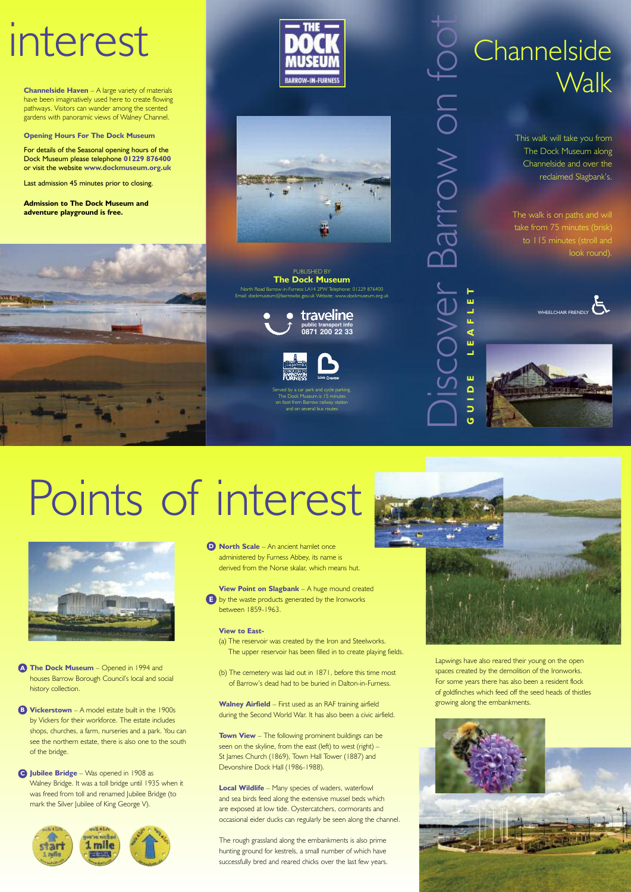# interest

**Channelside Haven** – A large variety of materials have been imaginatively used here to create flowing pathways. Visitors can wander among the scented gardens with panoramic views of Walney Channel.

**Opening Hours For The Dock Museum**

For details of the Seasonal opening hours of the Dock Museum please telephone **01229 876400** or visit the website **www.dockmuseum.org.uk**

Last admission 45 minutes prior to closing.

**Admission to The Dock Museum and adventure playground is free.**

THE DOCK MUSEUM
BARROW-IN-FURNESS

PUBLISHED BY
**The Dock Museum**
North Road Barrow-in-Furness LA14 2PW Telephone: 01229 876400
Email: dockmuseum@barrowbc.gov.uk Website: www.dockmuseum.org.uk

traveline
public transport info
0871 200 22 33

BOROUGH OF BARROW IN FURNESS

Love Barrow

Served by a car park and cycle parking. The Dock Museum is 15 minutes on foot from Barrow railway station and on several bus routes

Discover Barrow on foot

GUIDE LEAFLET

# Channelside Walk

This walk will take you from The Dock Museum along Channelside and over the reclaimed Slagbank's.

The walk is on paths and will take from 75 minutes (brisk) to 115 minutes (stroll and look round).

WHEELCHAIR FRIENDLY

# Points of interest

**A The Dock Museum** – Opened in 1994 and houses Barrow Borough Council's local and social history collection.

**B Vickerstown** – A model estate built in the 1900s by Vickers for their workforce. The estate includes shops, churches, a farm, nurseries and a park. You can see the northern estate, there is also one to the south of the bridge.

**C Jubilee Bridge** – Was opened in 1908 as Walney Bridge. It was a toll bridge until 1935 when it was freed from toll and renamed Jubilee Bridge (to mark the Silver Jubilee of King George V).

**D North Scale** – An ancient hamlet once administered by Furness Abbey, its name is derived from the Norse skalar, which means hut.

**E View Point on Slagbank** – A huge mound created by the waste products generated by the Ironworks between 1859-1963.

**View to East-**

(a) The reservoir was created by the Iron and Steelworks. The upper reservoir has been filled in to create playing fields.

(b) The cemetery was laid out in 1871, before this time most of Barrow's dead had to be buried in Dalton-in-Furness.

**Walney Airfield** – First used as an RAF training airfield during the Second World War. It has also been a civic airfield.

**Town View** – The following prominent buildings can be seen on the skyline, from the east (left) to west (right) – St James Church (1869), Town Hall Tower (1887) and Devonshire Dock Hall (1986-1988).

**Local Wildlife** – Many species of waders, waterfowl and sea birds feed along the extensive mussel beds which are exposed at low tide. Oystercatchers, cormorants and occasional eider ducks can regularly be seen along the channel.

The rough grassland along the embankments is also prime hunting ground for kestrels, a small number of which have successfully bred and reared chicks over the last few years.

Lapwings have also reared their young on the open spaces created by the demolition of the Ironworks. For some years there has also been a resident flock of goldfinches which feed off the seed heads of thistles growing along the embankments.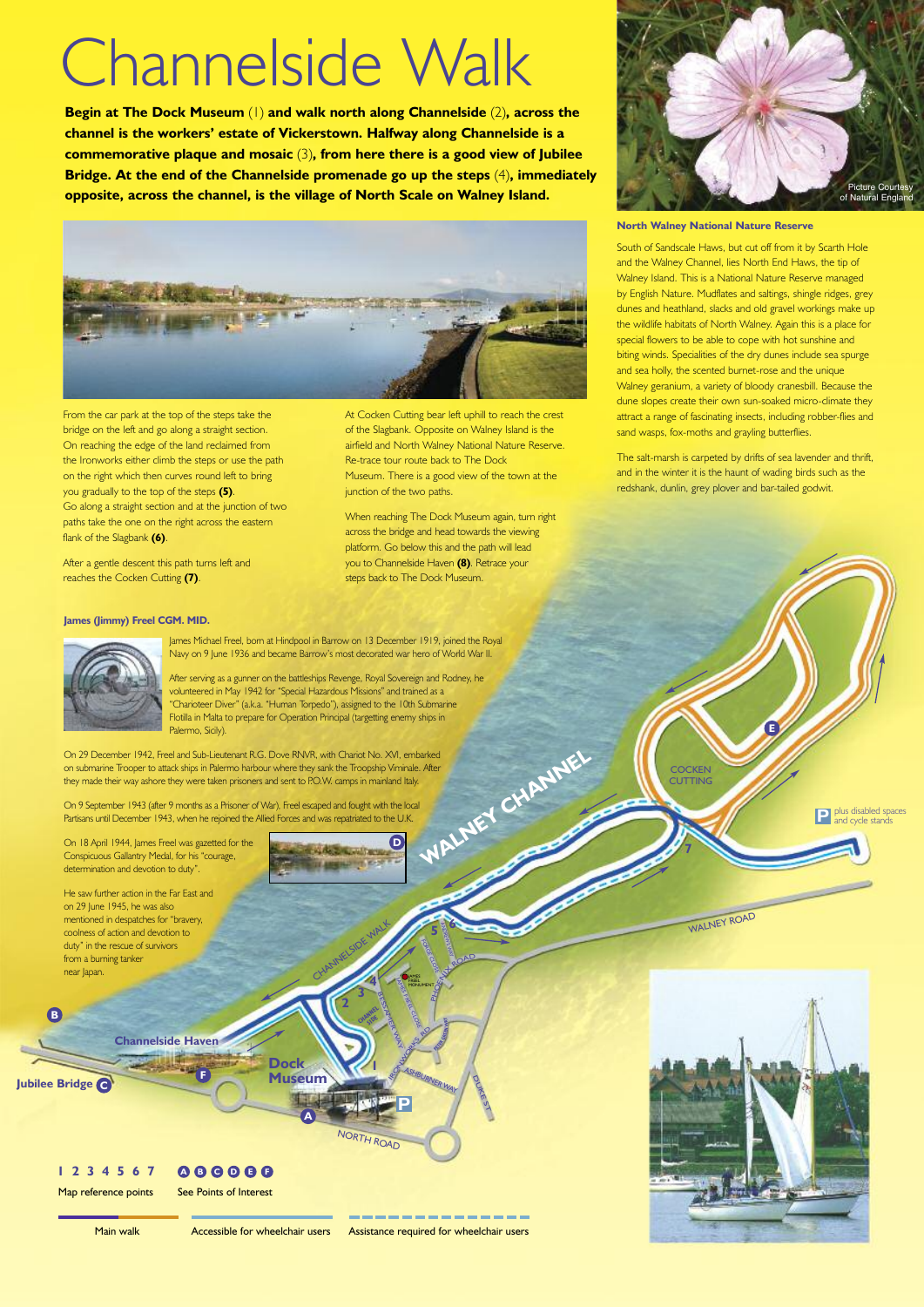# Channelside Walk

**Begin at The Dock Museum** (1) **and walk north along Channelside** (2)**, across the channel is the workers' estate of Vickerstown. Halfway along Channelside is a commemorative plaque and mosaic** (3)**, from here there is a good view of Jubilee Bridge. At the end of the Channelside promenade go up the steps** (4)**, immediately opposite, across the channel, is the village of North Scale on Walney Island.**

From the car park at the top of the steps take the bridge on the left and go along a straight section. On reaching the edge of the land reclaimed from the Ironworks either climb the steps or use the path on the right which then curves round left to bring you gradually to the top of the steps **(5)**.
Go along a straight section and at the junction of two paths take the one on the right across the eastern flank of the Slagbank **(6)**.

After a gentle descent this path turns left and reaches the Cocken Cutting **(7)**.

At Cocken Cutting bear left uphill to reach the crest of the Slagbank. Opposite on Walney Island is the airfield and North Walney National Nature Reserve. Re-trace tour route back to The Dock Museum. There is a good view of the town at the junction of the two paths.

When reaching The Dock Museum again, turn right across the bridge and head towards the viewing platform. Go below this and the path will lead you to Channelside Haven **(8)**. Retrace your steps back to The Dock Museum.

Picture Courtesy of Natural England

### North Walney National Nature Reserve

South of Sandscale Haws, but cut off from it by Scarth Hole and the Walney Channel, lies North End Haws, the tip of Walney Island. This is a National Nature Reserve managed by English Nature. Mudflates and saltings, shingle ridges, grey dunes and heathland, slacks and old gravel workings make up the wildlife habitats of North Walney. Again this is a place for special flowers to be able to cope with hot sunshine and biting winds. Specialities of the dry dunes include sea spurge and sea holly, the scented burnet-rose and the unique Walney geranium, a variety of bloody cranesbill. Because the dune slopes create their own sun-soaked micro-climate they attract a range of fascinating insects, including robber-flies and sand wasps, fox-moths and grayling butterflies.

The salt-marsh is carpeted by drifts of sea lavender and thrift, and in the winter it is the haunt of wading birds such as the redshank, dunlin, grey plover and bar-tailed godwit.

### James (Jimmy) Freel CGM. MID.

James Michael Freel, born at Hindpool in Barrow on 13 December 1919, joined the Royal Navy on 9 June 1936 and became Barrow's most decorated war hero of World War II.

After serving as a gunner on the battleships Revenge, Royal Sovereign and Rodney, he volunteered in May 1942 for "Special Hazardous Missions" and trained as a "Charioteer Diver" (a.k.a. "Human Torpedo"), assigned to the 10th Submarine Flotilla in Malta to prepare for Operation Principal (targetting enemy ships in Palermo, Sicily).

On 29 December 1942, Freel and Sub-Lieutenant R.G. Dove RNVR, with Chariot No. XVI, embarked on submarine Trooper to attack ships in Palermo harbour where they sank the Troopship Viminale. After they made their way ashore they were taken prisoners and sent to P.O.W. camps in mainland Italy.

On 9 September 1943 (after 9 months as a Prisoner of War), Freel escaped and fought with the local Partisans until December 1943, when he rejoined the Allied Forces and was repatriated to the U.K.

On 18 April 1944, James Freel was gazetted for the Conspicuous Gallantry Medal, for his "courage, determination and devotion to duty".

He saw further action in the Far East and on 29 June 1945, he was also mentioned in despatches for "bravery, coolness of action and devotion to duty" in the rescue of survivors from a burning tanker near Japan.

WALNEY CHANNEL
COCKEN CUTTING
WALNEY ROAD
CHANNELSIDE WALK
PHOENIX ROAD
IRONWORKS RD
ASHBURNER WAY
DUKE ST
NORTH ROAD
JAMES FREEL MONUMENT
Channelside Haven
Jubilee Bridge C
Dock Museum
P plus disabled spaces and cycle stands

1 2 3 4 5 6 7 — Map reference points
A B C D E F — See Points of Interest

Main walk
Accessible for wheelchair users
Assistance required for wheelchair users